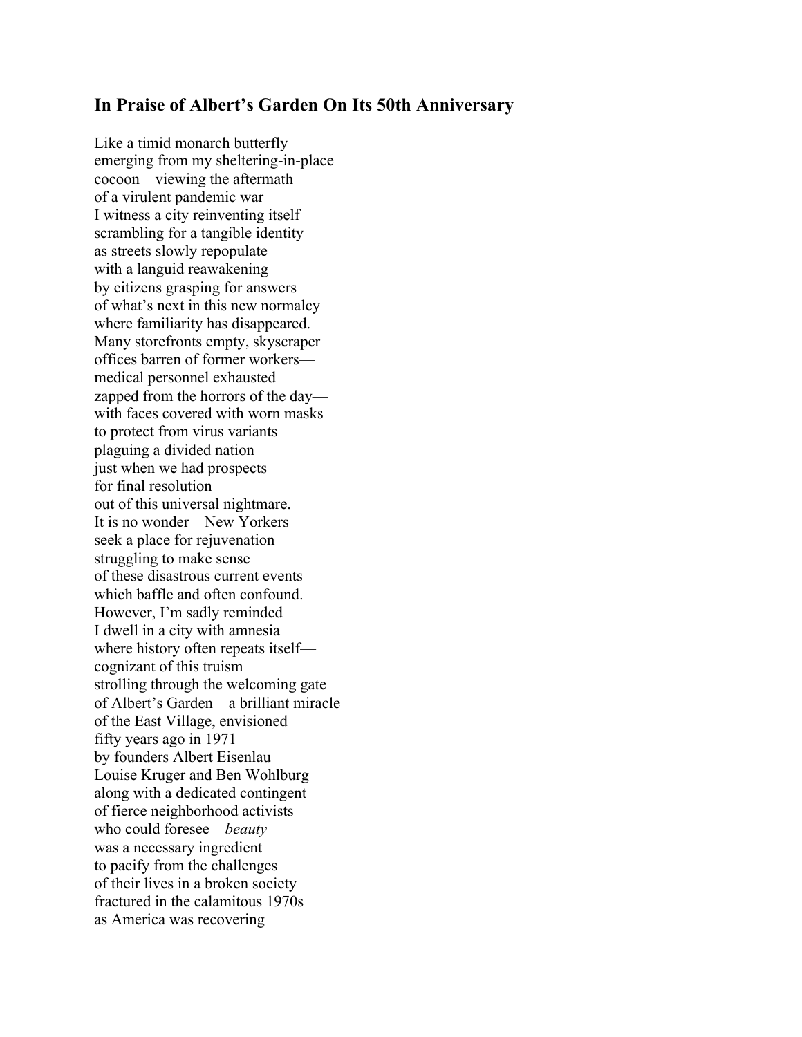## In Praise of Albert's Garden On Its 50th Anniversary

Like a timid monarch butterfly  
emerging from my sheltering-in-place  
cocoon—viewing the aftermath  
of a virulent pandemic war—  
I witness a city reinventing itself  
scrambling for a tangible identity  
as streets slowly repopulate  
with a languid reawakening  
by citizens grasping for answers  
of what's next in this new normalcy  
where familiarity has disappeared.  
Many storefronts empty, skyscraper  
offices barren of former workers—  
medical personnel exhausted  
zapped from the horrors of the day—  
with faces covered with worn masks  
to protect from virus variants  
plaguing a divided nation  
just when we had prospects  
for final resolution  
out of this universal nightmare.  
It is no wonder—New Yorkers  
seek a place for rejuvenation  
struggling to make sense  
of these disastrous current events  
which baffle and often confound.  
However, I'm sadly reminded  
I dwell in a city with amnesia  
where history often repeats itself—  
cognizant of this truism  
strolling through the welcoming gate  
of Albert's Garden—a brilliant miracle  
of the East Village, envisioned  
fifty years ago in 1971  
by founders Albert Eisenlau  
Louise Kruger and Ben Wohlburg—  
along with a dedicated contingent  
of fierce neighborhood activists  
who could foresee—*beauty*  
was a necessary ingredient  
to pacify from the challenges  
of their lives in a broken society  
fractured in the calamitous 1970s  
as America was recovering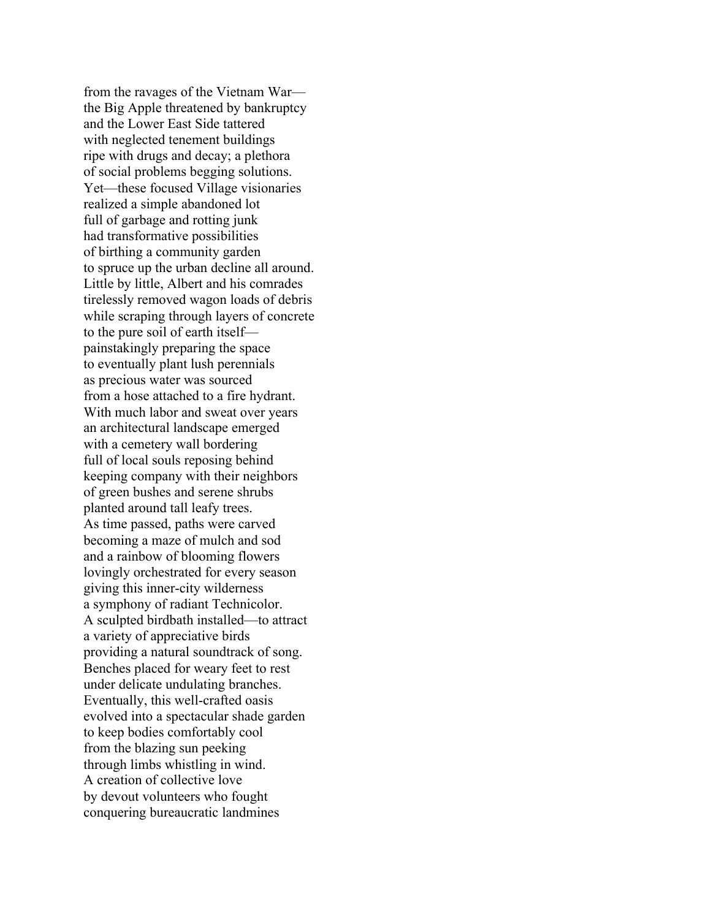from the ravages of the Vietnam War—
the Big Apple threatened by bankruptcy
and the Lower East Side tattered
with neglected tenement buildings
ripe with drugs and decay; a plethora
of social problems begging solutions.
Yet—these focused Village visionaries
realized a simple abandoned lot
full of garbage and rotting junk
had transformative possibilities
of birthing a community garden
to spruce up the urban decline all around.
Little by little, Albert and his comrades
tirelessly removed wagon loads of debris
while scraping through layers of concrete
to the pure soil of earth itself—
painstakingly preparing the space
to eventually plant lush perennials
as precious water was sourced
from a hose attached to a fire hydrant.
With much labor and sweat over years
an architectural landscape emerged
with a cemetery wall bordering
full of local souls reposing behind
keeping company with their neighbors
of green bushes and serene shrubs
planted around tall leafy trees.
As time passed, paths were carved
becoming a maze of mulch and sod
and a rainbow of blooming flowers
lovingly orchestrated for every season
giving this inner-city wilderness
a symphony of radiant Technicolor.
A sculpted birdbath installed—to attract
a variety of appreciative birds
providing a natural soundtrack of song.
Benches placed for weary feet to rest
under delicate undulating branches.
Eventually, this well-crafted oasis
evolved into a spectacular shade garden
to keep bodies comfortably cool
from the blazing sun peeking
through limbs whistling in wind.
A creation of collective love
by devout volunteers who fought
conquering bureaucratic landmines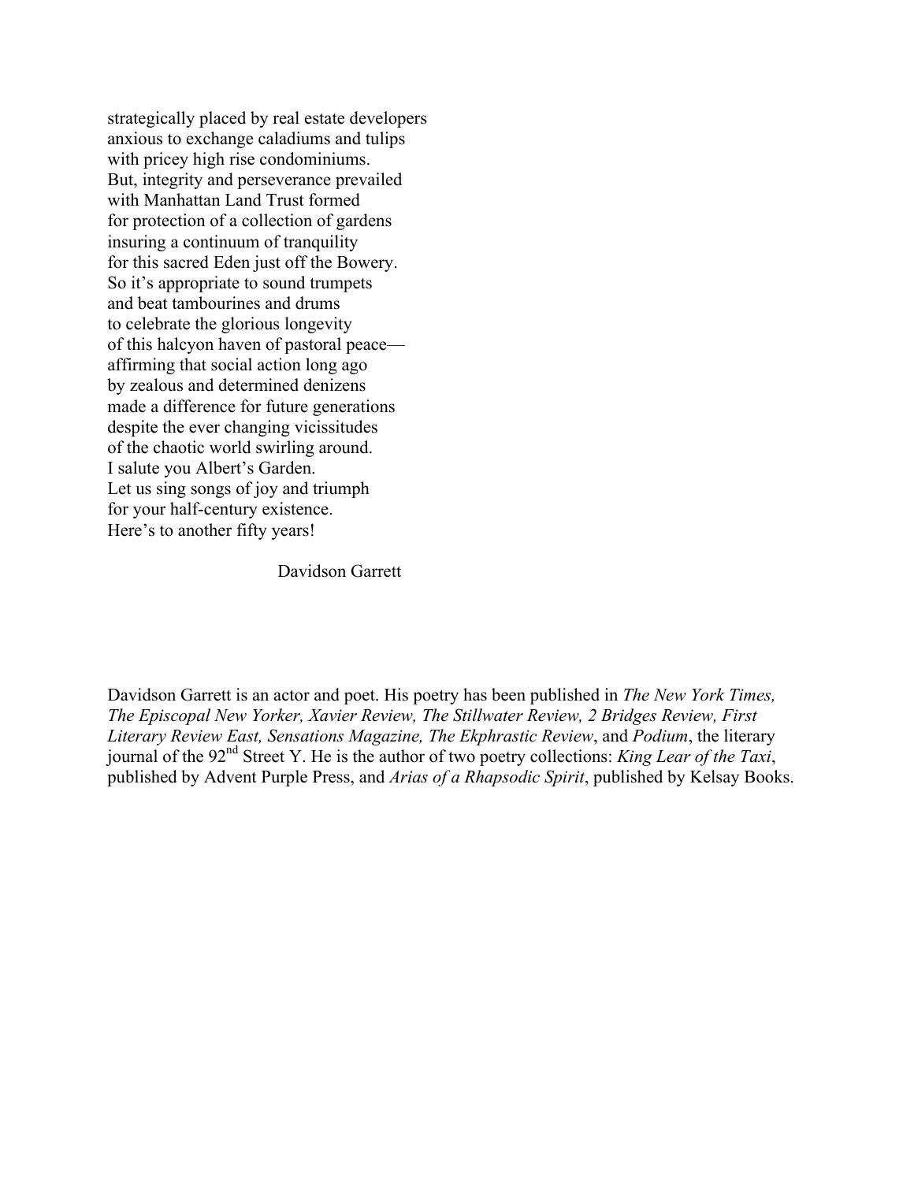strategically placed by real estate developers
anxious to exchange caladiums and tulips
with pricey high rise condominiums.
But, integrity and perseverance prevailed
with Manhattan Land Trust formed
for protection of a collection of gardens
insuring a continuum of tranquility
for this sacred Eden just off the Bowery.
So it's appropriate to sound trumpets
and beat tambourines and drums
to celebrate the glorious longevity
of this halcyon haven of pastoral peace—
affirming that social action long ago
by zealous and determined denizens
made a difference for future generations
despite the ever changing vicissitudes
of the chaotic world swirling around.
I salute you Albert's Garden.
Let us sing songs of joy and triumph
for your half-century existence.
Here's to another fifty years!

Davidson Garrett

Davidson Garrett is an actor and poet. His poetry has been published in *The New York Times, The Episcopal New Yorker, Xavier Review, The Stillwater Review, 2 Bridges Review, First Literary Review East, Sensations Magazine, The Ekphrastic Review*, and *Podium*, the literary journal of the 92nd Street Y. He is the author of two poetry collections: *King Lear of the Taxi*, published by Advent Purple Press, and *Arias of a Rhapsodic Spirit*, published by Kelsay Books.